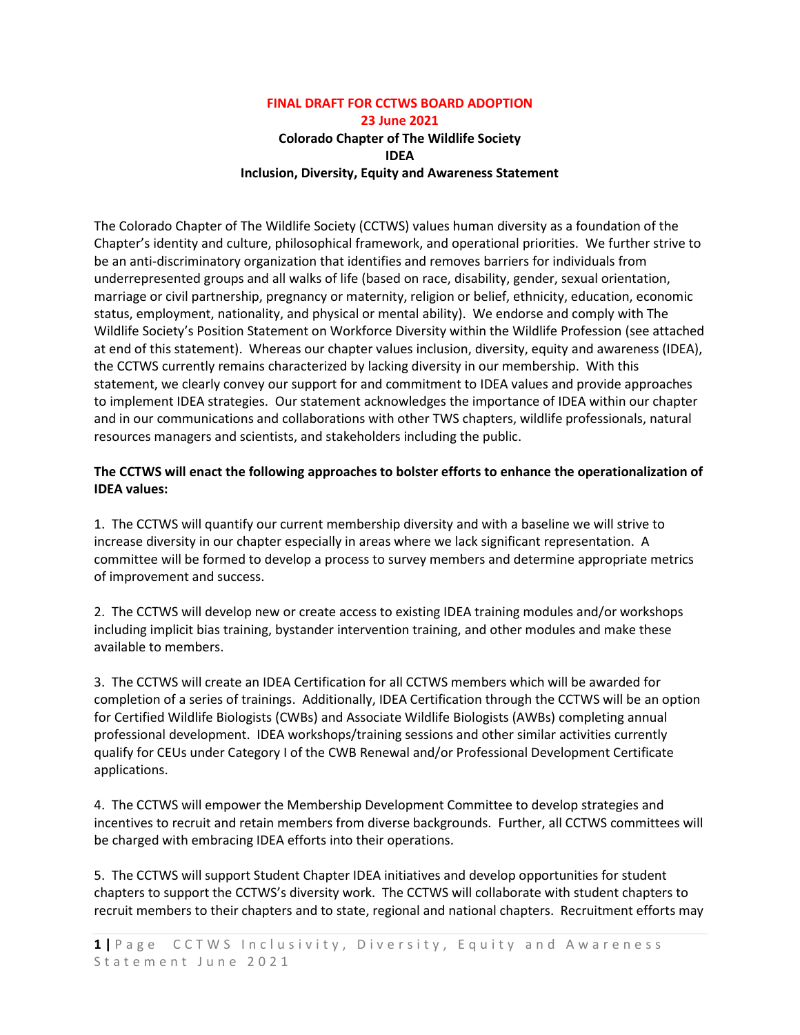**FINAL DRAFT FOR CCTWS BOARD ADOPTION**
**23 June 2021**

**Colorado Chapter of The Wildlife Society**
**IDEA**
**Inclusion, Diversity, Equity and Awareness Statement**

The Colorado Chapter of The Wildlife Society (CCTWS) values human diversity as a foundation of the Chapter's identity and culture, philosophical framework, and operational priorities. We further strive to be an anti-discriminatory organization that identifies and removes barriers for individuals from underrepresented groups and all walks of life (based on race, disability, gender, sexual orientation, marriage or civil partnership, pregnancy or maternity, religion or belief, ethnicity, education, economic status, employment, nationality, and physical or mental ability). We endorse and comply with The Wildlife Society's Position Statement on Workforce Diversity within the Wildlife Profession (see attached at end of this statement). Whereas our chapter values inclusion, diversity, equity and awareness (IDEA), the CCTWS currently remains characterized by lacking diversity in our membership. With this statement, we clearly convey our support for and commitment to IDEA values and provide approaches to implement IDEA strategies. Our statement acknowledges the importance of IDEA within our chapter and in our communications and collaborations with other TWS chapters, wildlife professionals, natural resources managers and scientists, and stakeholders including the public.

**The CCTWS will enact the following approaches to bolster efforts to enhance the operationalization of IDEA values:**

1. The CCTWS will quantify our current membership diversity and with a baseline we will strive to increase diversity in our chapter especially in areas where we lack significant representation. A committee will be formed to develop a process to survey members and determine appropriate metrics of improvement and success.

2. The CCTWS will develop new or create access to existing IDEA training modules and/or workshops including implicit bias training, bystander intervention training, and other modules and make these available to members.

3. The CCTWS will create an IDEA Certification for all CCTWS members which will be awarded for completion of a series of trainings. Additionally, IDEA Certification through the CCTWS will be an option for Certified Wildlife Biologists (CWBs) and Associate Wildlife Biologists (AWBs) completing annual professional development. IDEA workshops/training sessions and other similar activities currently qualify for CEUs under Category I of the CWB Renewal and/or Professional Development Certificate applications.

4. The CCTWS will empower the Membership Development Committee to develop strategies and incentives to recruit and retain members from diverse backgrounds. Further, all CCTWS committees will be charged with embracing IDEA efforts into their operations.

5. The CCTWS will support Student Chapter IDEA initiatives and develop opportunities for student chapters to support the CCTWS's diversity work. The CCTWS will collaborate with student chapters to recruit members to their chapters and to state, regional and national chapters. Recruitment efforts may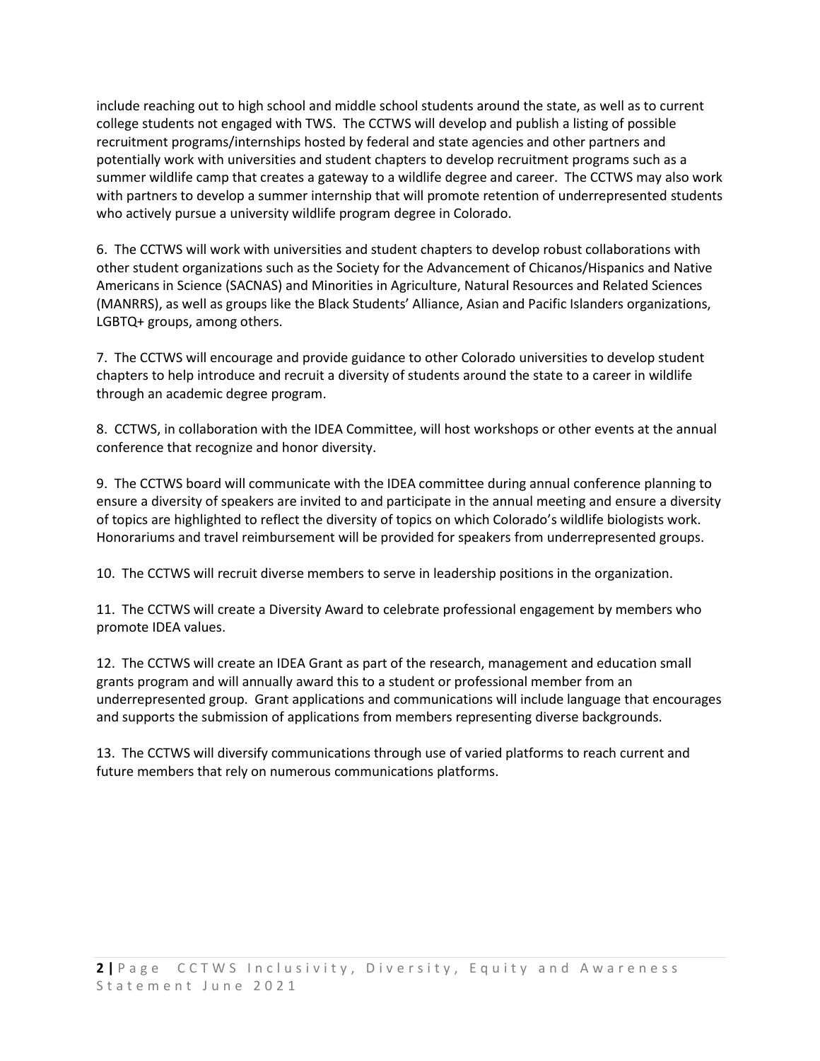include reaching out to high school and middle school students around the state, as well as to current college students not engaged with TWS. The CCTWS will develop and publish a listing of possible recruitment programs/internships hosted by federal and state agencies and other partners and potentially work with universities and student chapters to develop recruitment programs such as a summer wildlife camp that creates a gateway to a wildlife degree and career. The CCTWS may also work with partners to develop a summer internship that will promote retention of underrepresented students who actively pursue a university wildlife program degree in Colorado.

6. The CCTWS will work with universities and student chapters to develop robust collaborations with other student organizations such as the Society for the Advancement of Chicanos/Hispanics and Native Americans in Science (SACNAS) and Minorities in Agriculture, Natural Resources and Related Sciences (MANRRS), as well as groups like the Black Students' Alliance, Asian and Pacific Islanders organizations, LGBTQ+ groups, among others.

7. The CCTWS will encourage and provide guidance to other Colorado universities to develop student chapters to help introduce and recruit a diversity of students around the state to a career in wildlife through an academic degree program.

8. CCTWS, in collaboration with the IDEA Committee, will host workshops or other events at the annual conference that recognize and honor diversity.

9. The CCTWS board will communicate with the IDEA committee during annual conference planning to ensure a diversity of speakers are invited to and participate in the annual meeting and ensure a diversity of topics are highlighted to reflect the diversity of topics on which Colorado's wildlife biologists work. Honorariums and travel reimbursement will be provided for speakers from underrepresented groups.

10. The CCTWS will recruit diverse members to serve in leadership positions in the organization.

11. The CCTWS will create a Diversity Award to celebrate professional engagement by members who promote IDEA values.

12. The CCTWS will create an IDEA Grant as part of the research, management and education small grants program and will annually award this to a student or professional member from an underrepresented group. Grant applications and communications will include language that encourages and supports the submission of applications from members representing diverse backgrounds.

13. The CCTWS will diversify communications through use of varied platforms to reach current and future members that rely on numerous communications platforms.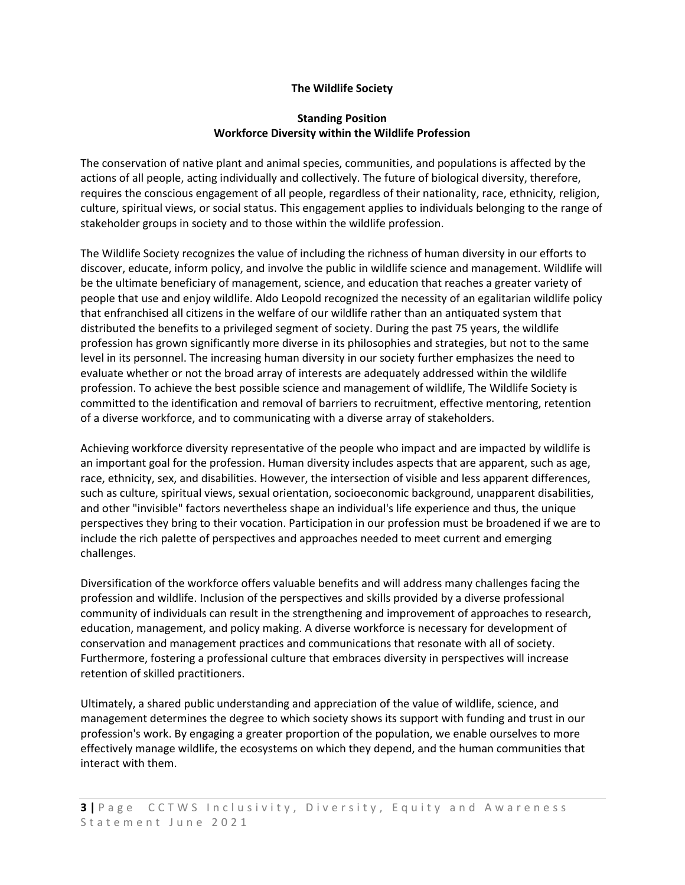**The Wildlife Society**

**Standing Position**
**Workforce Diversity within the Wildlife Profession**

The conservation of native plant and animal species, communities, and populations is affected by the actions of all people, acting individually and collectively. The future of biological diversity, therefore, requires the conscious engagement of all people, regardless of their nationality, race, ethnicity, religion, culture, spiritual views, or social status. This engagement applies to individuals belonging to the range of stakeholder groups in society and to those within the wildlife profession.

The Wildlife Society recognizes the value of including the richness of human diversity in our efforts to discover, educate, inform policy, and involve the public in wildlife science and management. Wildlife will be the ultimate beneficiary of management, science, and education that reaches a greater variety of people that use and enjoy wildlife. Aldo Leopold recognized the necessity of an egalitarian wildlife policy that enfranchised all citizens in the welfare of our wildlife rather than an antiquated system that distributed the benefits to a privileged segment of society. During the past 75 years, the wildlife profession has grown significantly more diverse in its philosophies and strategies, but not to the same level in its personnel. The increasing human diversity in our society further emphasizes the need to evaluate whether or not the broad array of interests are adequately addressed within the wildlife profession. To achieve the best possible science and management of wildlife, The Wildlife Society is committed to the identification and removal of barriers to recruitment, effective mentoring, retention of a diverse workforce, and to communicating with a diverse array of stakeholders.

Achieving workforce diversity representative of the people who impact and are impacted by wildlife is an important goal for the profession. Human diversity includes aspects that are apparent, such as age, race, ethnicity, sex, and disabilities. However, the intersection of visible and less apparent differences, such as culture, spiritual views, sexual orientation, socioeconomic background, unapparent disabilities, and other "invisible" factors nevertheless shape an individual's life experience and thus, the unique perspectives they bring to their vocation. Participation in our profession must be broadened if we are to include the rich palette of perspectives and approaches needed to meet current and emerging challenges.

Diversification of the workforce offers valuable benefits and will address many challenges facing the profession and wildlife. Inclusion of the perspectives and skills provided by a diverse professional community of individuals can result in the strengthening and improvement of approaches to research, education, management, and policy making. A diverse workforce is necessary for development of conservation and management practices and communications that resonate with all of society. Furthermore, fostering a professional culture that embraces diversity in perspectives will increase retention of skilled practitioners.

Ultimately, a shared public understanding and appreciation of the value of wildlife, science, and management determines the degree to which society shows its support with funding and trust in our profession's work. By engaging a greater proportion of the population, we enable ourselves to more effectively manage wildlife, the ecosystems on which they depend, and the human communities that interact with them.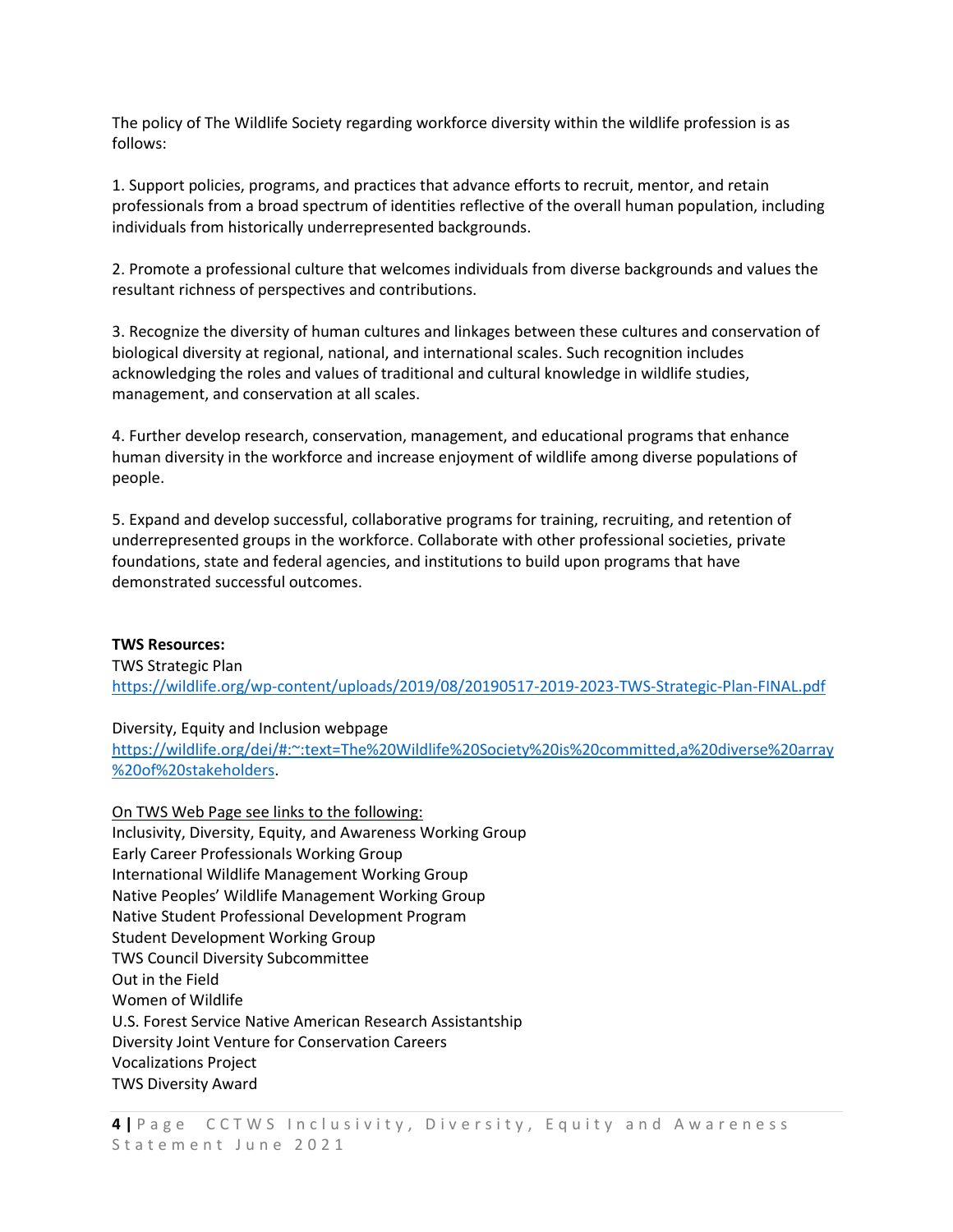The policy of The Wildlife Society regarding workforce diversity within the wildlife profession is as follows:

1. Support policies, programs, and practices that advance efforts to recruit, mentor, and retain professionals from a broad spectrum of identities reflective of the overall human population, including individuals from historically underrepresented backgrounds.

2. Promote a professional culture that welcomes individuals from diverse backgrounds and values the resultant richness of perspectives and contributions.

3. Recognize the diversity of human cultures and linkages between these cultures and conservation of biological diversity at regional, national, and international scales. Such recognition includes acknowledging the roles and values of traditional and cultural knowledge in wildlife studies, management, and conservation at all scales.

4. Further develop research, conservation, management, and educational programs that enhance human diversity in the workforce and increase enjoyment of wildlife among diverse populations of people.

5. Expand and develop successful, collaborative programs for training, recruiting, and retention of underrepresented groups in the workforce. Collaborate with other professional societies, private foundations, state and federal agencies, and institutions to build upon programs that have demonstrated successful outcomes.

**TWS Resources:**

TWS Strategic Plan
https://wildlife.org/wp-content/uploads/2019/08/20190517-2019-2023-TWS-Strategic-Plan-FINAL.pdf

Diversity, Equity and Inclusion webpage
https://wildlife.org/dei/#:~:text=The%20Wildlife%20Society%20is%20committed,a%20diverse%20array%20of%20stakeholders.

On TWS Web Page see links to the following:

Inclusivity, Diversity, Equity, and Awareness Working Group
Early Career Professionals Working Group
International Wildlife Management Working Group
Native Peoples' Wildlife Management Working Group
Native Student Professional Development Program
Student Development Working Group
TWS Council Diversity Subcommittee
Out in the Field
Women of Wildlife
U.S. Forest Service Native American Research Assistantship
Diversity Joint Venture for Conservation Careers
Vocalizations Project
TWS Diversity Award